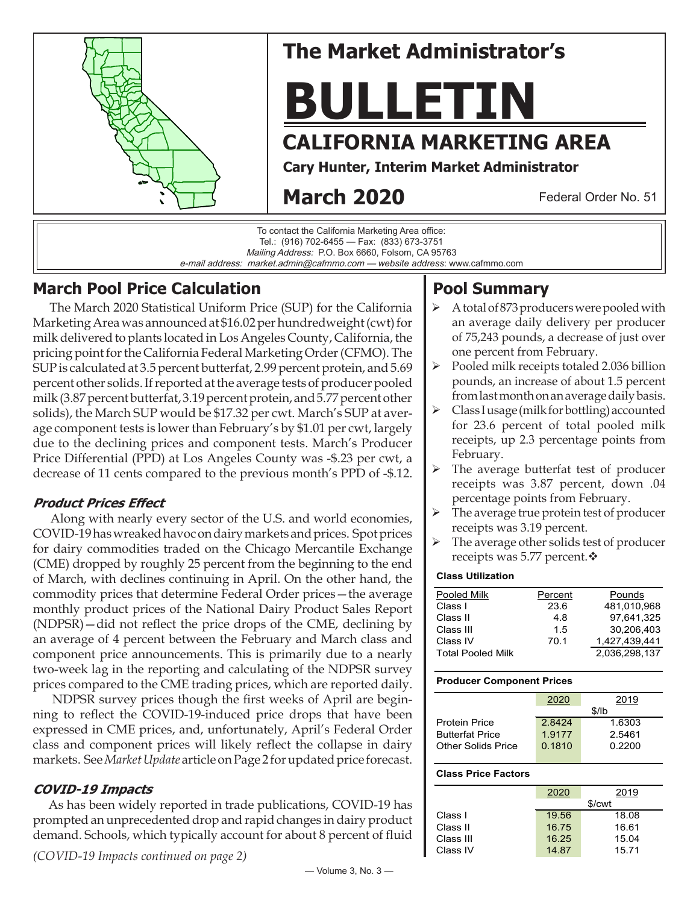# The Market Administrator's

# BULLETIN

## CALIFORNIA MARKETING AREA

**Cary Hunter, Interim Market Administrator**

**March 2020** — Federal Order No. 51

To contact the California Marketing Area office:
Tel.: (916) 702-6455 — Fax: (833) 673-3751
*Mailing Address:* P.O. Box 6660, Folsom, CA 95763
*e-mail address: market.admin@cafmmo.com* — *website address*: www.cafmmo.com

## March Pool Price Calculation

The March 2020 Statistical Uniform Price (SUP) for the California Marketing Area was announced at $16.02 per hundredweight (cwt) for milk delivered to plants located in Los Angeles County, California, the pricing point for the California Federal Marketing Order (CFMO). The SUP is calculated at 3.5 percent butterfat, 2.99 percent protein, and 5.69 percent other solids. If reported at the average tests of producer pooled milk (3.87 percent butterfat, 3.19 percent protein, and 5.77 percent other solids), the March SUP would be $17.32 per cwt. March's SUP at average component tests is lower than February's by $1.01 per cwt, largely due to the declining prices and component tests. March's Producer Price Differential (PPD) at Los Angeles County was -$.23 per cwt, a decrease of 11 cents compared to the previous month's PPD of -$.12.

### *Product Prices Effect*

Along with nearly every sector of the U.S. and world economies, COVID-19 has wreaked havoc on dairy markets and prices. Spot prices for dairy commodities traded on the Chicago Mercantile Exchange (CME) dropped by roughly 25 percent from the beginning to the end of March, with declines continuing in April. On the other hand, the commodity prices that determine Federal Order prices—the average monthly product prices of the National Dairy Product Sales Report (NDPSR)—did not reflect the price drops of the CME, declining by an average of 4 percent between the February and March class and component price announcements. This is primarily due to a nearly two-week lag in the reporting and calculating of the NDPSR survey prices compared to the CME trading prices, which are reported daily.

NDPSR survey prices though the first weeks of April are beginning to reflect the COVID-19-induced price drops that have been expressed in CME prices, and, unfortunately, April's Federal Order class and component prices will likely reflect the collapse in dairy markets. See *Market Update* article on Page 2 for updated price forecast.

### *COVID-19 Impacts*

As has been widely reported in trade publications, COVID-19 has prompted an unprecedented drop and rapid changes in dairy product demand. Schools, which typically account for about 8 percent of fluid

*(COVID-19 Impacts continued on page 2)*

## Pool Summary

- A total of 873 producers were pooled with an average daily delivery per producer of 75,243 pounds, a decrease of just over one percent from February.
- Pooled milk receipts totaled 2.036 billion pounds, an increase of about 1.5 percent from last month on an average daily basis.
- Class I usage (milk for bottling) accounted for 23.6 percent of total pooled milk receipts, up 2.3 percentage points from February.
- The average butterfat test of producer receipts was 3.87 percent, down .04 percentage points from February.
- The average true protein test of producer receipts was 3.19 percent.
- The average other solids test of producer receipts was 5.77 percent.❖

**Class Utilization**

| Pooled Milk | Percent | Pounds |
|---|---|---|
| Class I | 23.6 | 481,010,968 |
| Class II | 4.8 | 97,641,325 |
| Class III | 1.5 | 30,206,403 |
| Class IV | 70.1 | 1,427,439,441 |
| Total Pooled Milk | | 2,036,298,137 |

**Producer Component Prices**

| | 2020 | 2019 |
|---|---|---|
| | $/lb | |
| Protein Price | 2.8424 | 1.6303 |
| Butterfat Price | 1.9177 | 2.5461 |
| Other Solids Price | 0.1810 | 0.2200 |

**Class Price Factors**

| | 2020 | 2019 |
|---|---|---|
| | $/cwt | |
| Class I | 19.56 | 18.08 |
| Class II | 16.75 | 16.61 |
| Class III | 16.25 | 15.04 |
| Class IV | 14.87 | 15.71 |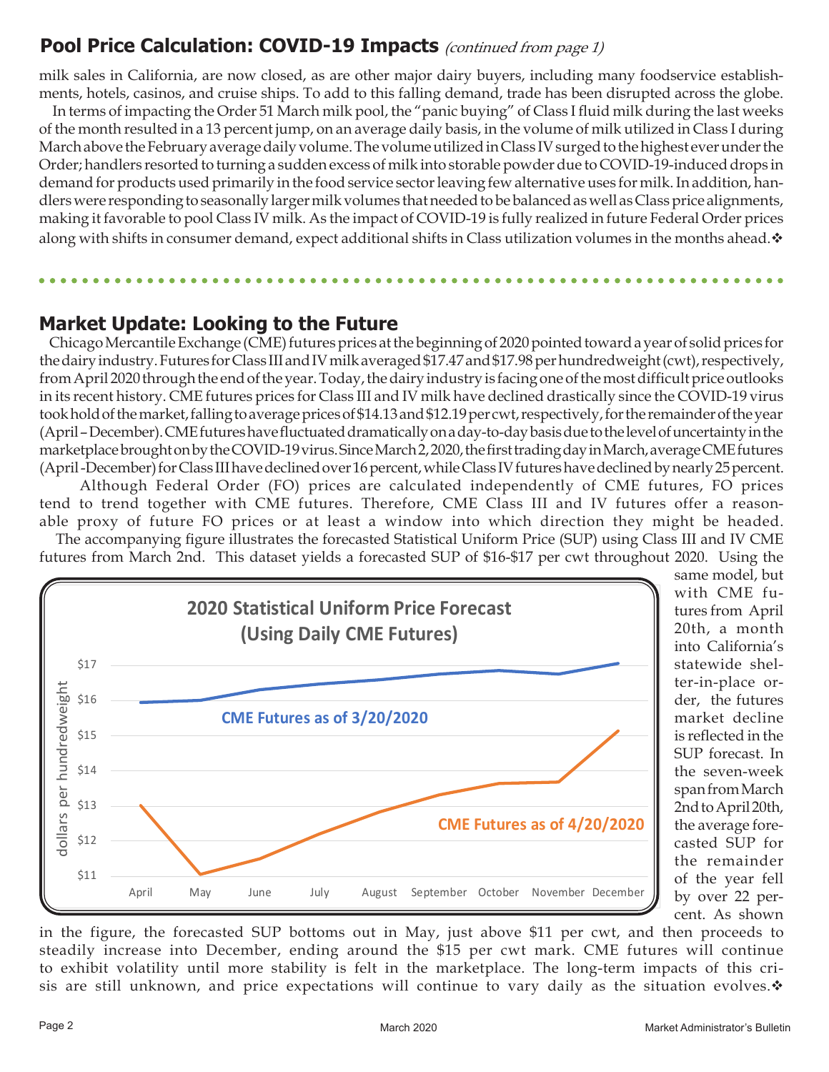## Pool Price Calculation: COVID-19 Impacts *(continued from page 1)*

milk sales in California, are now closed, as are other major dairy buyers, including many foodservice establishments, hotels, casinos, and cruise ships. To add to this falling demand, trade has been disrupted across the globe.

In terms of impacting the Order 51 March milk pool, the "panic buying" of Class I fluid milk during the last weeks of the month resulted in a 13 percent jump, on an average daily basis, in the volume of milk utilized in Class I during March above the February average daily volume. The volume utilized in Class IV surged to the highest ever under the Order; handlers resorted to turning a sudden excess of milk into storable powder due to COVID-19-induced drops in demand for products used primarily in the food service sector leaving few alternative uses for milk. In addition, handlers were responding to seasonally larger milk volumes that needed to be balanced as well as Class price alignments, making it favorable to pool Class IV milk. As the impact of COVID-19 is fully realized in future Federal Order prices along with shifts in consumer demand, expect additional shifts in Class utilization volumes in the months ahead.❖

## Market Update: Looking to the Future

Chicago Mercantile Exchange (CME) futures prices at the beginning of 2020 pointed toward a year of solid prices for the dairy industry. Futures for Class III and IV milk averaged $17.47 and $17.98 per hundredweight (cwt), respectively, from April 2020 through the end of the year. Today, the dairy industry is facing one of the most difficult price outlooks in its recent history. CME futures prices for Class III and IV milk have declined drastically since the COVID-19 virus took hold of the market, falling to average prices of $14.13 and $12.19 per cwt, respectively, for the remainder of the year (April – December). CME futures have fluctuated dramatically on a day-to-day basis due to the level of uncertainty in the marketplace brought on by the COVID-19 virus. Since March 2, 2020, the first trading day in March, average CME futures (April -December) for Class III have declined over 16 percent, while Class IV futures have declined by nearly 25 percent.

Although Federal Order (FO) prices are calculated independently of CME futures, FO prices tend to trend together with CME futures. Therefore, CME Class III and IV futures offer a reasonable proxy of future FO prices or at least a window into which direction they might be headed.

The accompanying figure illustrates the forecasted Statistical Uniform Price (SUP) using Class III and IV CME futures from March 2nd. This dataset yields a forecasted SUP of $16-$17 per cwt throughout 2020. Using the same model, but with CME futures from April 20th, a month into California's statewide shelter-in-place order, the futures market decline is reflected in the SUP forecast. In the seven-week span from March 2nd to April 20th, the average forecasted SUP for the remainder of the year fell by over 22 percent. As shown in the figure, the forecasted SUP bottoms out in May, just above $11 per cwt, and then proceeds to steadily increase into December, ending around the $15 per cwt mark. CME futures will continue to exhibit volatility until more stability is felt in the marketplace. The long-term impacts of this crisis are still unknown, and price expectations will continue to vary daily as the situation evolves.❖

**2020 Statistical Uniform Price Forecast (Using Daily CME Futures)**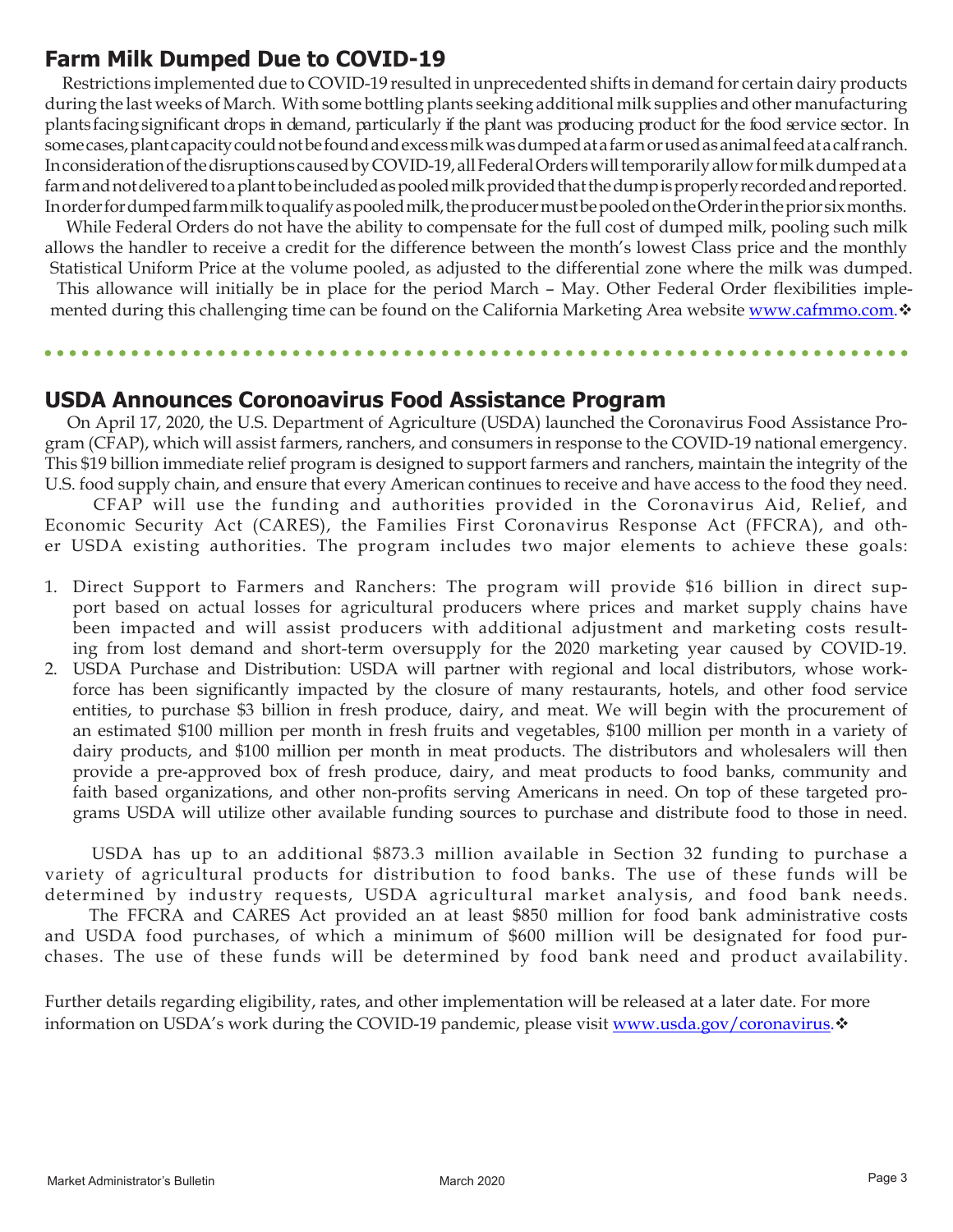## Farm Milk Dumped Due to COVID-19

Restrictions implemented due to COVID-19 resulted in unprecedented shifts in demand for certain dairy products during the last weeks of March. With some bottling plants seeking additional milk supplies and other manufacturing plants facing significant drops in demand, particularly if the plant was producing product for the food service sector. In some cases, plant capacity could not be found and excess milk was dumped at a farm or used as animal feed at a calf ranch. In consideration of the disruptions caused by COVID-19, all Federal Orders will temporarily allow for milk dumped at a farm and not delivered to a plant to be included as pooled milk provided that the dump is properly recorded and reported. In order for dumped farm milk to qualify as pooled milk, the producer must be pooled on the Order in the prior six months.

While Federal Orders do not have the ability to compensate for the full cost of dumped milk, pooling such milk allows the handler to receive a credit for the difference between the month's lowest Class price and the monthly Statistical Uniform Price at the volume pooled, as adjusted to the differential zone where the milk was dumped. This allowance will initially be in place for the period March – May. Other Federal Order flexibilities implemented during this challenging time can be found on the California Marketing Area website www.cafmmo.com.❖

## USDA Announces Coronoavirus Food Assistance Program

On April 17, 2020, the U.S. Department of Agriculture (USDA) launched the Coronavirus Food Assistance Program (CFAP), which will assist farmers, ranchers, and consumers in response to the COVID-19 national emergency. This $19 billion immediate relief program is designed to support farmers and ranchers, maintain the integrity of the U.S. food supply chain, and ensure that every American continues to receive and have access to the food they need.

CFAP will use the funding and authorities provided in the Coronavirus Aid, Relief, and Economic Security Act (CARES), the Families First Coronavirus Response Act (FFCRA), and other USDA existing authorities. The program includes two major elements to achieve these goals:

1. Direct Support to Farmers and Ranchers: The program will provide $16 billion in direct support based on actual losses for agricultural producers where prices and market supply chains have been impacted and will assist producers with additional adjustment and marketing costs resulting from lost demand and short-term oversupply for the 2020 marketing year caused by COVID-19.
2. USDA Purchase and Distribution: USDA will partner with regional and local distributors, whose workforce has been significantly impacted by the closure of many restaurants, hotels, and other food service entities, to purchase $3 billion in fresh produce, dairy, and meat. We will begin with the procurement of an estimated $100 million per month in fresh fruits and vegetables, $100 million per month in a variety of dairy products, and $100 million per month in meat products. The distributors and wholesalers will then provide a pre-approved box of fresh produce, dairy, and meat products to food banks, community and faith based organizations, and other non-profits serving Americans in need. On top of these targeted programs USDA will utilize other available funding sources to purchase and distribute food to those in need.

USDA has up to an additional $873.3 million available in Section 32 funding to purchase a variety of agricultural products for distribution to food banks. The use of these funds will be determined by industry requests, USDA agricultural market analysis, and food bank needs.

The FFCRA and CARES Act provided an at least $850 million for food bank administrative costs and USDA food purchases, of which a minimum of $600 million will be designated for food purchases. The use of these funds will be determined by food bank need and product availability.

Further details regarding eligibility, rates, and other implementation will be released at a later date. For more information on USDA's work during the COVID-19 pandemic, please visit www.usda.gov/coronavirus.❖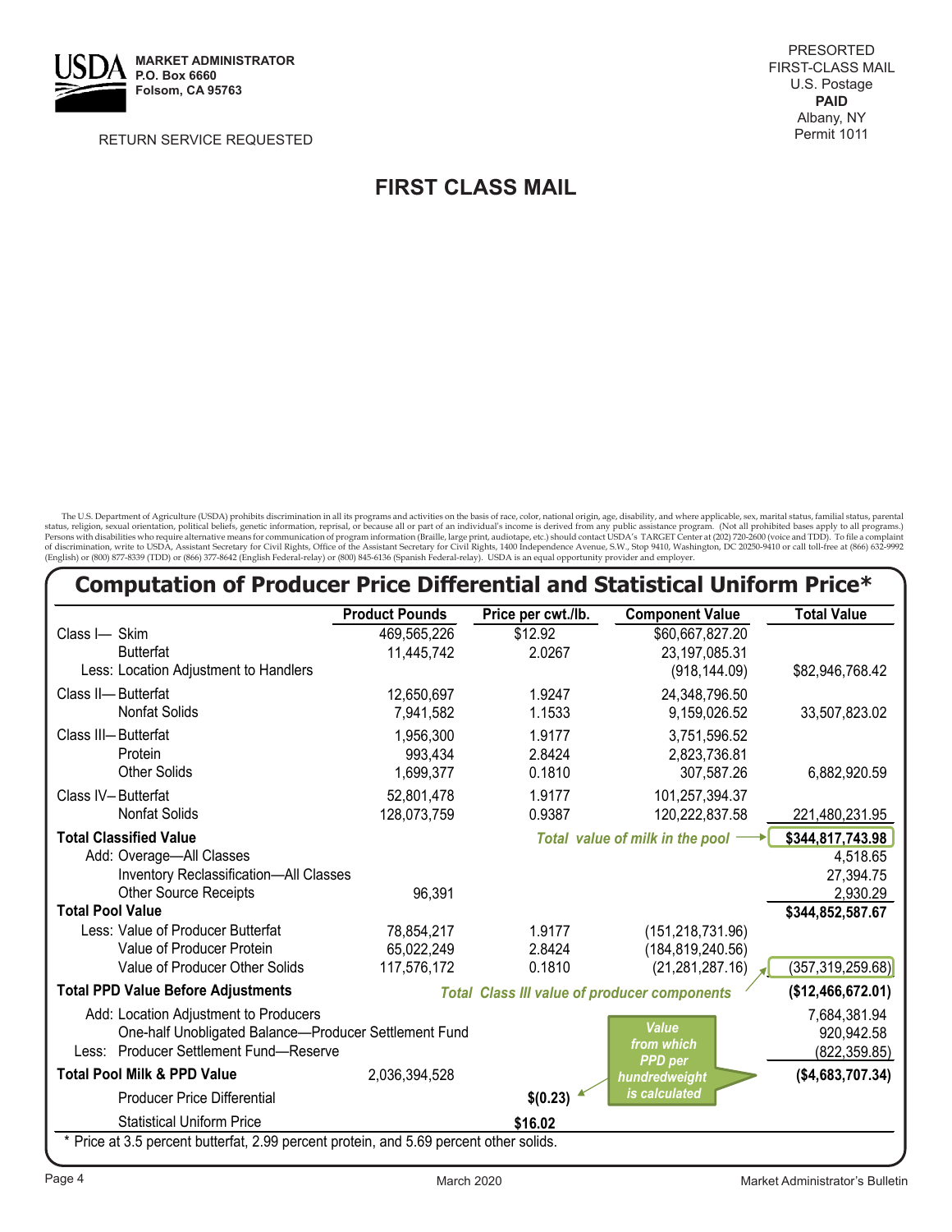**MARKET ADMINISTRATOR**
**P.O. Box 6660**
**Folsom, CA 95763**

RETURN SERVICE REQUESTED

PRESORTED
FIRST-CLASS MAIL
U.S. Postage
**PAID**
Albany, NY
Permit 1011

## FIRST CLASS MAIL

The U.S. Department of Agriculture (USDA) prohibits discrimination in all its programs and activities on the basis of race, color, national origin, age, disability, and where applicable, sex, marital status, familial status, parental status, religion, sexual orientation, political beliefs, genetic information, reprisal, or because all or part of an individual's income is derived from any public assistance program. (Not all prohibited bases apply to all programs.) Persons with disabilities who require alternative means for communication of program information (Braille, large print, audiotape, etc.) should contact USDA's TARGET Center at (202) 720-2600 (voice and TDD). To file a complaint of discrimination, write to USDA, Assistant Secretary for Civil Rights, Office of the Assistant Secretary for Civil Rights, 1400 Independence Avenue, S.W., Stop 9410, Washington, DC 20250-9410 or call toll-free at (866) 632-9992 (English) or (800) 877-8339 (TDD) or (866) 377-8642 (English Federal-relay) or (800) 845-6136 (Spanish Federal-relay). USDA is an equal opportunity provider and employer.

## Computation of Producer Price Differential and Statistical Uniform Price*

| | Product Pounds | Price per cwt./lb. | Component Value | Total Value |
|---|---|---|---|---|
| Class I— Skim | 469,565,226 | $12.92 | $60,667,827.20 | |
| Butterfat | 11,445,742 | 2.0267 | 23,197,085.31 | |
| Less: Location Adjustment to Handlers | | | (918,144.09) | $82,946,768.42 |
| Class II— Butterfat | 12,650,697 | 1.9247 | 24,348,796.50 | |
| Nonfat Solids | 7,941,582 | 1.1533 | 9,159,026.52 | 33,507,823.02 |
| Class III— Butterfat | 1,956,300 | 1.9177 | 3,751,596.52 | |
| Protein | 993,434 | 2.8424 | 2,823,736.81 | |
| Other Solids | 1,699,377 | 0.1810 | 307,587.26 | 6,882,920.59 |
| Class IV— Butterfat | 52,801,478 | 1.9177 | 101,257,394.37 | |
| Nonfat Solids | 128,073,759 | 0.9387 | 120,222,837.58 | 221,480,231.95 |
| **Total Classified Value** | | | *Total value of milk in the pool* → | **$344,817,743.98** |
| Add: Overage—All Classes | | | | 4,518.65 |
| Inventory Reclassification—All Classes | | | | 27,394.75 |
| Other Source Receipts | 96,391 | | | 2,930.29 |
| **Total Pool Value** | | | | **$344,852,587.67** |
| Less: Value of Producer Butterfat | 78,854,217 | 1.9177 | (151,218,731.96) | |
| Value of Producer Protein | 65,022,249 | 2.8424 | (184,819,240.56) | |
| Value of Producer Other Solids | 117,576,172 | 0.1810 | (21,281,287.16) | (357,319,259.68) |
| **Total PPD Value Before Adjustments** | | *Total Class III value of producer components* | | **($12,466,672.01)** |
| Add: Location Adjustment to Producers | | | | 7,684,381.94 |
| One-half Unobligated Balance—Producer Settlement Fund | | | | 920,942.58 |
| Less: Producer Settlement Fund—Reserve | | | | (822,359.85) |
| **Total Pool Milk & PPD Value** | 2,036,394,528 | | *Value from which PPD per hundredweight is calculated* | **($4,683,707.34)** |
| Producer Price Differential | | **$(0.23)** | | |
| Statistical Uniform Price | | **$16.02** | | |

\* Price at 3.5 percent butterfat, 2.99 percent protein, and 5.69 percent other solids.